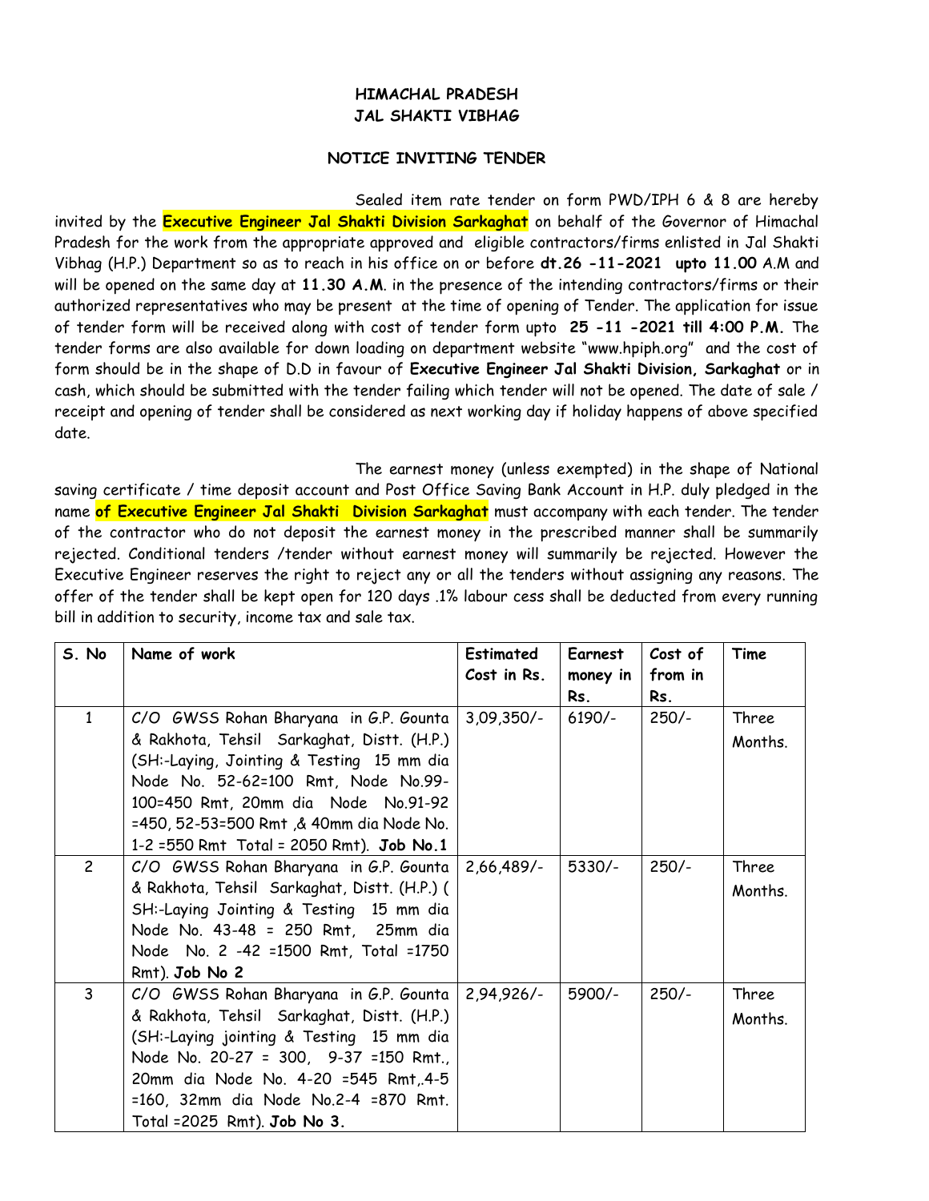**HIMACHAL PRADESH**
**JAL SHAKTI VIBHAG**

**NOTICE INVITING TENDER**

Sealed item rate tender on form PWD/IPH 6 & 8 are hereby invited by the **Executive Engineer Jal Shakti Division Sarkaghat** on behalf of the Governor of Himachal Pradesh for the work from the appropriate approved and eligible contractors/firms enlisted in Jal Shakti Vibhag (H.P.) Department so as to reach in his office on or before **dt.26 -11-2021 upto 11.00** A.M and will be opened on the same day at **11.30 A.M**. in the presence of the intending contractors/firms or their authorized representatives who may be present at the time of opening of Tender. The application for issue of tender form will be received along with cost of tender form upto **25 -11 -2021 till 4:00 P.M.** The tender forms are also available for down loading on department website "www.hpiph.org" and the cost of form should be in the shape of D.D in favour of **Executive Engineer Jal Shakti Division, Sarkaghat** or in cash, which should be submitted with the tender failing which tender will not be opened. The date of sale / receipt and opening of tender shall be considered as next working day if holiday happens of above specified date.

The earnest money (unless exempted) in the shape of National saving certificate / time deposit account and Post Office Saving Bank Account in H.P. duly pledged in the name **of Executive Engineer Jal Shakti Division Sarkaghat** must accompany with each tender. The tender of the contractor who do not deposit the earnest money in the prescribed manner shall be summarily rejected. Conditional tenders /tender without earnest money will summarily be rejected. However the Executive Engineer reserves the right to reject any or all the tenders without assigning any reasons. The offer of the tender shall be kept open for 120 days .1% labour cess shall be deducted from every running bill in addition to security, income tax and sale tax.

| S. No | Name of work | Estimated Cost in Rs. | Earnest money in Rs. | Cost of from in Rs. | Time |
|---|---|---|---|---|---|
| 1 | C/O GWSS Rohan Bharyana in G.P. Gounta & Rakhota, Tehsil Sarkaghat, Distt. (H.P.) (SH:-Laying, Jointing & Testing 15 mm dia Node No. 52-62=100 Rmt, Node No.99-100=450 Rmt, 20mm dia Node No.91-92 =450, 52-53=500 Rmt ,& 40mm dia Node No. 1-2 =550 Rmt Total = 2050 Rmt). **Job No.1** | 3,09,350/- | 6190/- | 250/- | Three Months. |
| 2 | C/O GWSS Rohan Bharyana in G.P. Gounta & Rakhota, Tehsil Sarkaghat, Distt. (H.P.) ( SH:-Laying Jointing & Testing 15 mm dia Node No. 43-48 = 250 Rmt, 25mm dia Node No. 2 -42 =1500 Rmt, Total =1750 Rmt). **Job No 2** | 2,66,489/- | 5330/- | 250/- | Three Months. |
| 3 | C/O GWSS Rohan Bharyana in G.P. Gounta & Rakhota, Tehsil Sarkaghat, Distt. (H.P.) (SH:-Laying jointing & Testing 15 mm dia Node No. 20-27 = 300, 9-37 =150 Rmt., 20mm dia Node No. 4-20 =545 Rmt,.4-5 =160, 32mm dia Node No.2-4 =870 Rmt. Total =2025 Rmt). **Job No 3.** | 2,94,926/- | 5900/- | 250/- | Three Months. |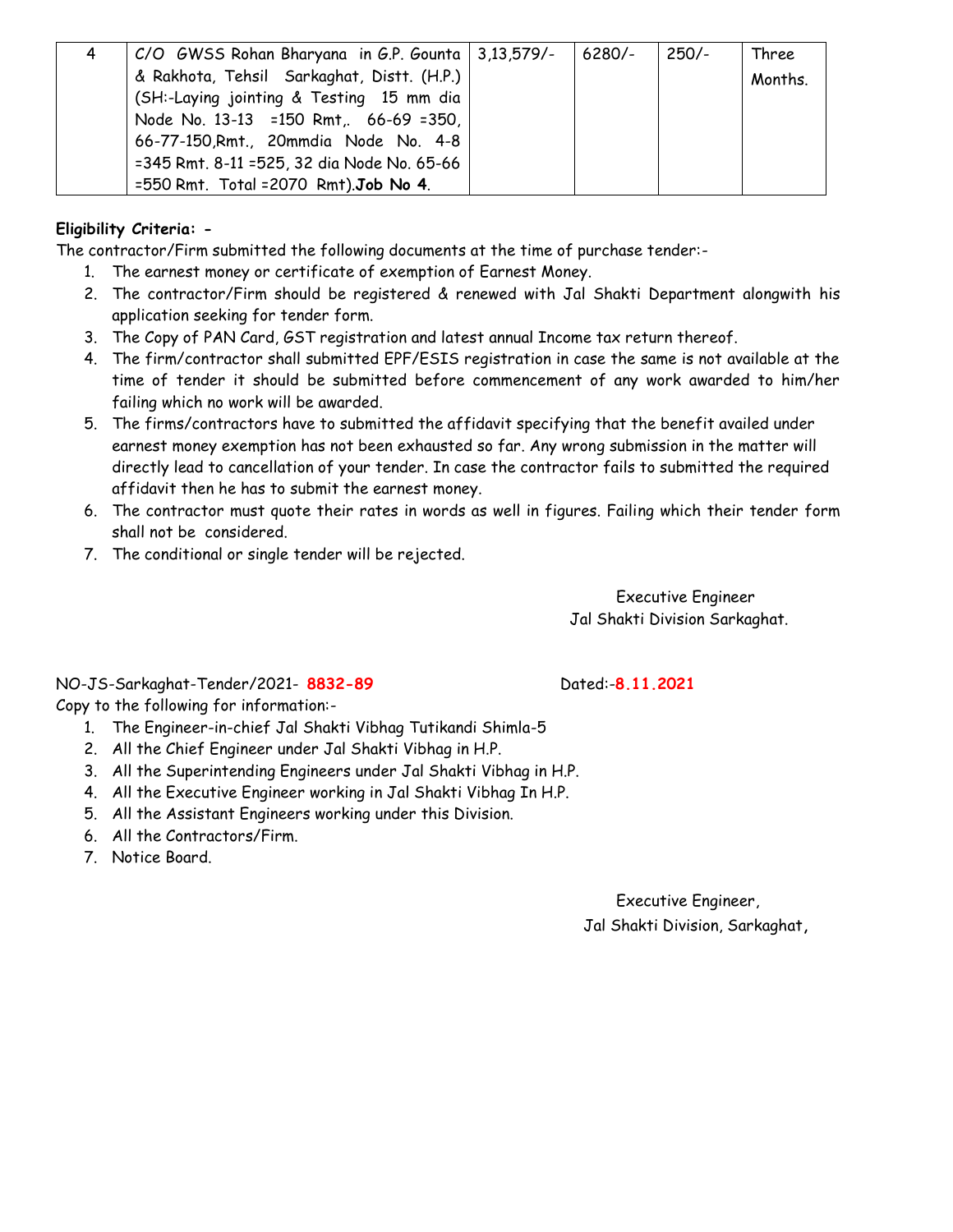| | | | | | |
|---|---|---|---|---|---|
| 4 | C/O GWSS Rohan Bharyana in G.P. Gounta & Rakhota, Tehsil Sarkaghat, Distt. (H.P.) (SH:-Laying jointing & Testing 15 mm dia Node No. 13-13 =150 Rmt,. 66-69 =350, 66-77-150,Rmt., 20mmdia Node No. 4-8 =345 Rmt. 8-11 =525, 32 dia Node No. 65-66 =550 Rmt. Total =2070 Rmt).**Job No 4**. | 3,13,579/- | 6280/- | 250/- | Three Months. |

**Eligibility Criteria: -**

The contractor/Firm submitted the following documents at the time of purchase tender:-

1. The earnest money or certificate of exemption of Earnest Money.
2. The contractor/Firm should be registered & renewed with Jal Shakti Department alongwith his application seeking for tender form.
3. The Copy of PAN Card, GST registration and latest annual Income tax return thereof.
4. The firm/contractor shall submitted EPF/ESIS registration in case the same is not available at the time of tender it should be submitted before commencement of any work awarded to him/her failing which no work will be awarded.
5. The firms/contractors have to submitted the affidavit specifying that the benefit availed under earnest money exemption has not been exhausted so far. Any wrong submission in the matter will directly lead to cancellation of your tender. In case the contractor fails to submitted the required affidavit then he has to submit the earnest money.
6. The contractor must quote their rates in words as well in figures. Failing which their tender form shall not be considered.
7. The conditional or single tender will be rejected.

Executive Engineer
Jal Shakti Division Sarkaghat.

NO-JS-Sarkaghat-Tender/2021- **8832-89** Dated:-**8.11.2021**

Copy to the following for information:-

1. The Engineer-in-chief Jal Shakti Vibhag Tutikandi Shimla-5
2. All the Chief Engineer under Jal Shakti Vibhag in H.P.
3. All the Superintending Engineers under Jal Shakti Vibhag in H.P.
4. All the Executive Engineer working in Jal Shakti Vibhag In H.P.
5. All the Assistant Engineers working under this Division.
6. All the Contractors/Firm.
7. Notice Board.

Executive Engineer,
Jal Shakti Division, Sarkaghat,